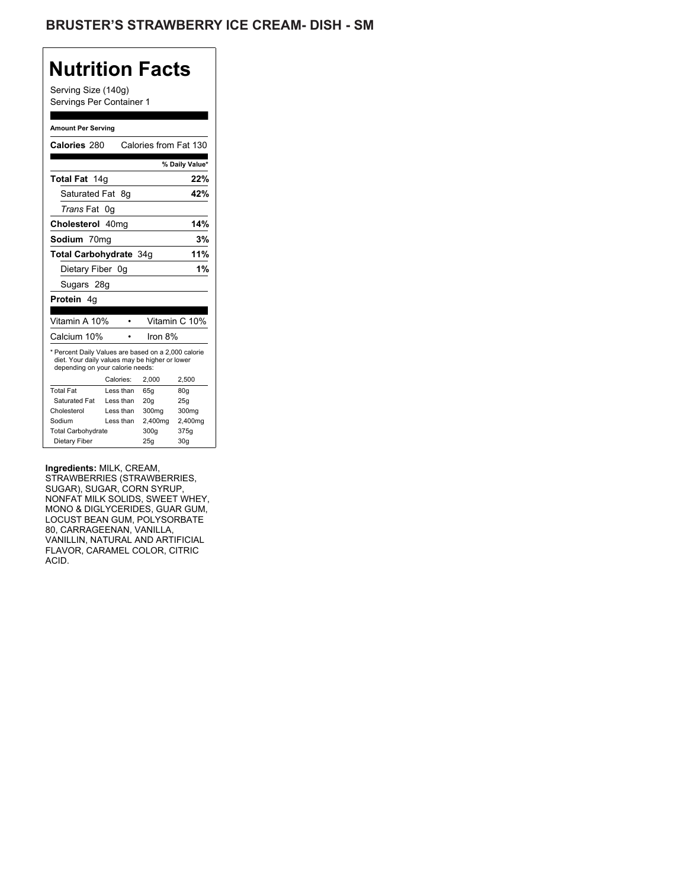# BRUSTER'S STRAWBERRY ICE CREAM- DISH - SM

## Nutrition Facts

Serving Size (140g)
Servings Per Container 1

**Amount Per Serving**

**Calories** 280 Calories from Fat 130

| | % Daily Value* |
|---|---|
| **Total Fat** 14g | **22%** |
| Saturated Fat 8g | **42%** |
| *Trans* Fat 0g | |
| **Cholesterol** 40mg | **14%** |
| **Sodium** 70mg | **3%** |
| **Total Carbohydrate** 34g | **11%** |
| Dietary Fiber 0g | **1%** |
| Sugars 28g | |
| **Protein** 4g | |

| | | |
|---|---|---|
| Vitamin A 10% | • | Vitamin C 10% |
| Calcium 10% | • | Iron 8% |

* Percent Daily Values are based on a 2,000 calorie diet. Your daily values may be higher or lower depending on your calorie needs:

| | Calories: | 2,000 | 2,500 |
|---|---|---|---|
| Total Fat | Less than | 65g | 80g |
| Saturated Fat | Less than | 20g | 25g |
| Cholesterol | Less than | 300mg | 300mg |
| Sodium | Less than | 2,400mg | 2,400mg |
| Total Carbohydrate | | 300g | 375g |
| Dietary Fiber | | 25g | 30g |

**Ingredients:** MILK, CREAM, STRAWBERRIES (STRAWBERRIES, SUGAR), SUGAR, CORN SYRUP, NONFAT MILK SOLIDS, SWEET WHEY, MONO & DIGLYCERIDES, GUAR GUM, LOCUST BEAN GUM, POLYSORBATE 80, CARRAGEENAN, VANILLA, VANILLIN, NATURAL AND ARTIFICIAL FLAVOR, CARAMEL COLOR, CITRIC ACID.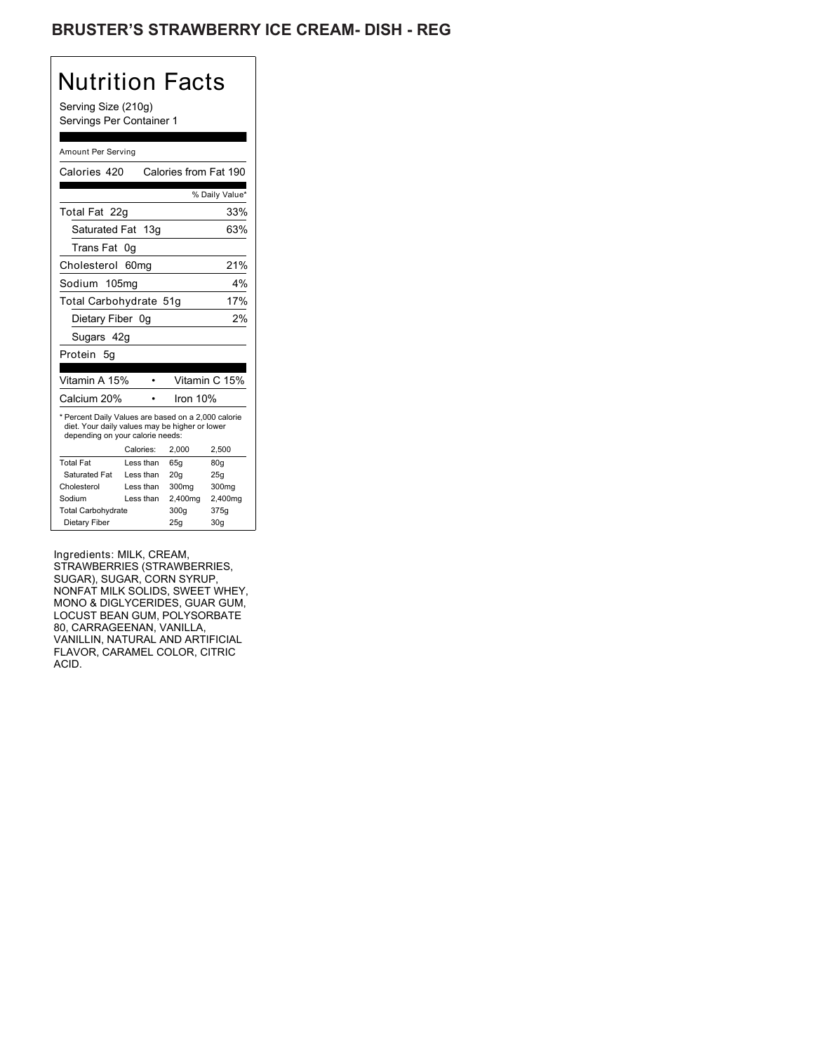## BRUSTER'S STRAWBERRY ICE CREAM- DISH - REG

# Nutrition Facts

Serving Size (210g)
Servings Per Container 1

Amount Per Serving

Calories 420 Calories from Fat 190

| | % Daily Value* |
|---|---|
| Total Fat 22g | 33% |
| Saturated Fat 13g | 63% |
| Trans Fat 0g | |
| Cholesterol 60mg | 21% |
| Sodium 105mg | 4% |
| Total Carbohydrate 51g | 17% |
| Dietary Fiber 0g | 2% |
| Sugars 42g | |
| Protein 5g | |

| | |
|---|---|
| Vitamin A 15% | Vitamin C 15% |
| Calcium 20% | Iron 10% |

* Percent Daily Values are based on a 2,000 calorie diet. Your daily values may be higher or lower depending on your calorie needs:

| | Calories: | 2,000 | 2,500 |
|---|---|---|---|
| Total Fat | Less than | 65g | 80g |
| Saturated Fat | Less than | 20g | 25g |
| Cholesterol | Less than | 300mg | 300mg |
| Sodium | Less than | 2,400mg | 2,400mg |
| Total Carbohydrate | | 300g | 375g |
| Dietary Fiber | | 25g | 30g |

Ingredients: MILK, CREAM, STRAWBERRIES (STRAWBERRIES, SUGAR), SUGAR, CORN SYRUP, NONFAT MILK SOLIDS, SWEET WHEY, MONO & DIGLYCERIDES, GUAR GUM, LOCUST BEAN GUM, POLYSORBATE 80, CARRAGEENAN, VANILLA, VANILLIN, NATURAL AND ARTIFICIAL FLAVOR, CARAMEL COLOR, CITRIC ACID.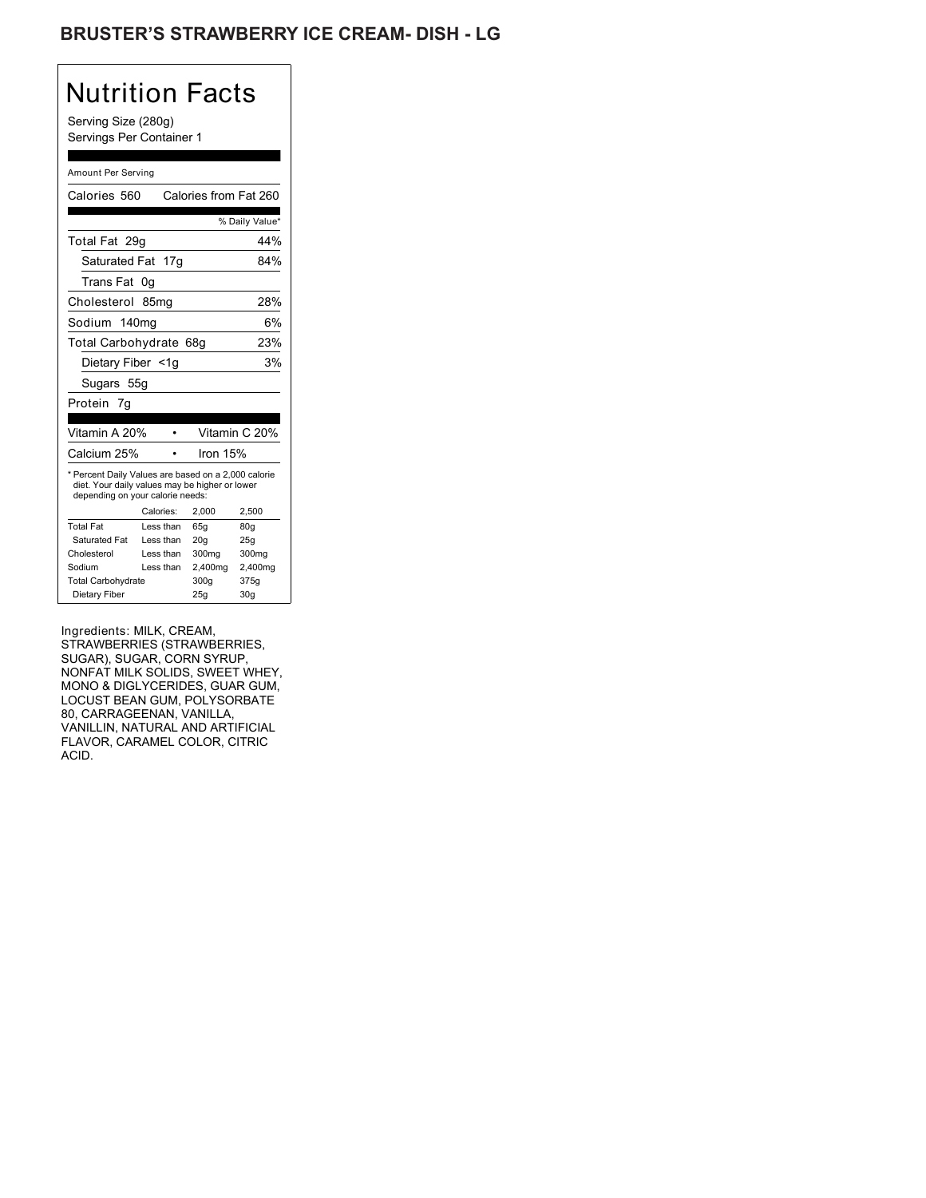# BRUSTER'S STRAWBERRY ICE CREAM- DISH - LG

## Nutrition Facts

Serving Size (280g)
Servings Per Container 1

Amount Per Serving

| Calories 560 | Calories from Fat 260 |
|---|---|
| | % Daily Value* |
| Total Fat 29g | 44% |
| Saturated Fat 17g | 84% |
| Trans Fat 0g | |
| Cholesterol 85mg | 28% |
| Sodium 140mg | 6% |
| Total Carbohydrate 68g | 23% |
| Dietary Fiber <1g | 3% |
| Sugars 55g | |
| Protein 7g | |

| Vitamin A 20% | • | Vitamin C 20% |
|---|---|---|
| Calcium 25% | • | Iron 15% |

* Percent Daily Values are based on a 2,000 calorie diet. Your daily values may be higher or lower depending on your calorie needs:

| | Calories: | 2,000 | 2,500 |
|---|---|---|---|
| Total Fat | Less than | 65g | 80g |
| Saturated Fat | Less than | 20g | 25g |
| Cholesterol | Less than | 300mg | 300mg |
| Sodium | Less than | 2,400mg | 2,400mg |
| Total Carbohydrate | | 300g | 375g |
| Dietary Fiber | | 25g | 30g |

Ingredients: MILK, CREAM, STRAWBERRIES (STRAWBERRIES, SUGAR), SUGAR, CORN SYRUP, NONFAT MILK SOLIDS, SWEET WHEY, MONO & DIGLYCERIDES, GUAR GUM, LOCUST BEAN GUM, POLYSORBATE 80, CARRAGEENAN, VANILLA, VANILLIN, NATURAL AND ARTIFICIAL FLAVOR, CARAMEL COLOR, CITRIC ACID.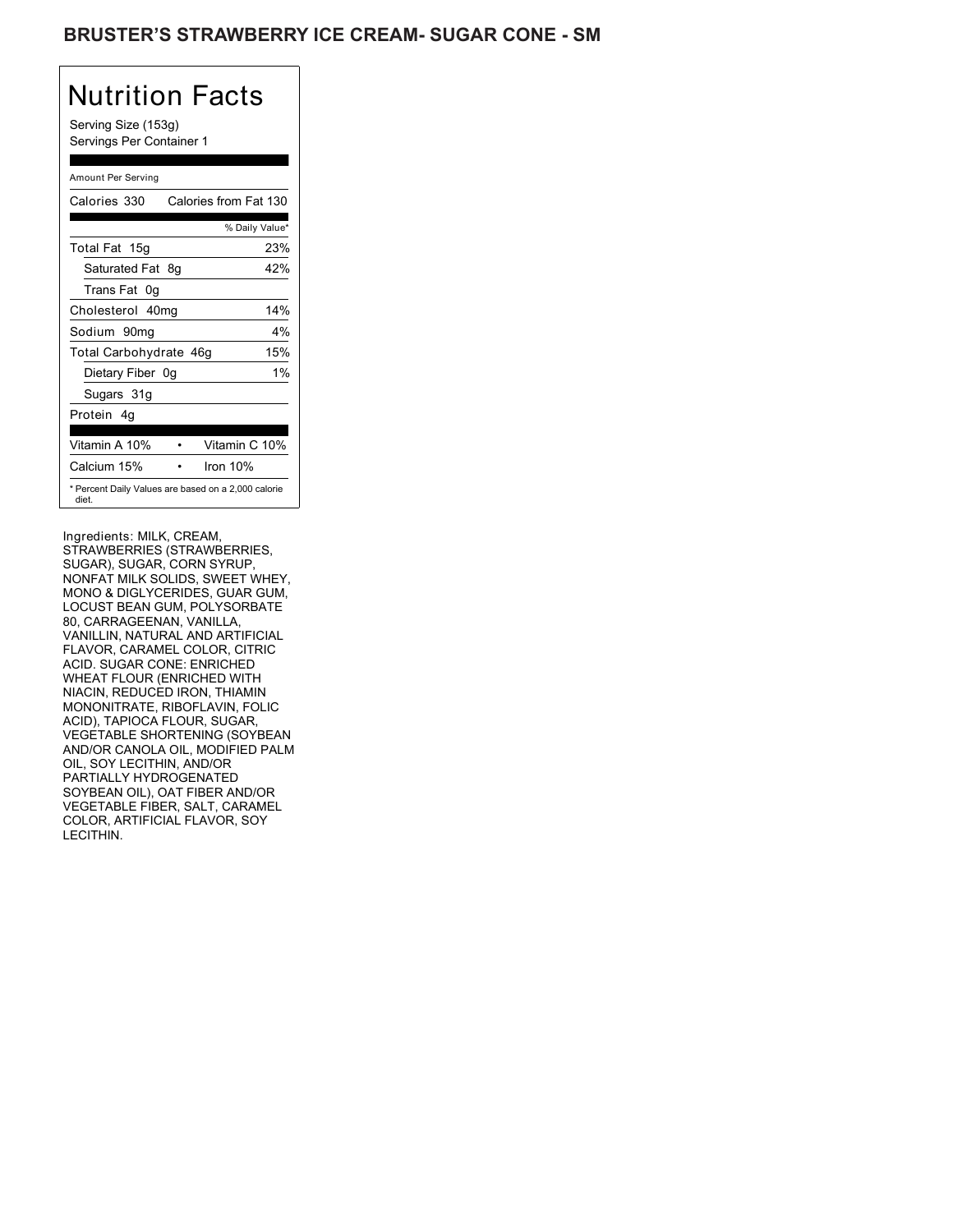# BRUSTER'S STRAWBERRY ICE CREAM- SUGAR CONE - SM

## Nutrition Facts

Serving Size (153g)
Servings Per Container 1

| Amount Per Serving | |
|---|---|
| Calories 330 | Calories from Fat 130 |
| | % Daily Value* |
| Total Fat 15g | 23% |
| Saturated Fat 8g | 42% |
| Trans Fat 0g | |
| Cholesterol 40mg | 14% |
| Sodium 90mg | 4% |
| Total Carbohydrate 46g | 15% |
| Dietary Fiber 0g | 1% |
| Sugars 31g | |
| Protein 4g | |
| Vitamin A 10% | Vitamin C 10% |
| Calcium 15% | Iron 10% |

* Percent Daily Values are based on a 2,000 calorie diet.

Ingredients: MILK, CREAM, STRAWBERRIES (STRAWBERRIES, SUGAR), SUGAR, CORN SYRUP, NONFAT MILK SOLIDS, SWEET WHEY, MONO & DIGLYCERIDES, GUAR GUM, LOCUST BEAN GUM, POLYSORBATE 80, CARRAGEENAN, VANILLA, VANILLIN, NATURAL AND ARTIFICIAL FLAVOR, CARAMEL COLOR, CITRIC ACID. SUGAR CONE: ENRICHED WHEAT FLOUR (ENRICHED WITH NIACIN, REDUCED IRON, THIAMIN MONONITRATE, RIBOFLAVIN, FOLIC ACID), TAPIOCA FLOUR, SUGAR, VEGETABLE SHORTENING (SOYBEAN AND/OR CANOLA OIL, MODIFIED PALM OIL, SOY LECITHIN, AND/OR PARTIALLY HYDROGENATED SOYBEAN OIL), OAT FIBER AND/OR VEGETABLE FIBER, SALT, CARAMEL COLOR, ARTIFICIAL FLAVOR, SOY LECITHIN.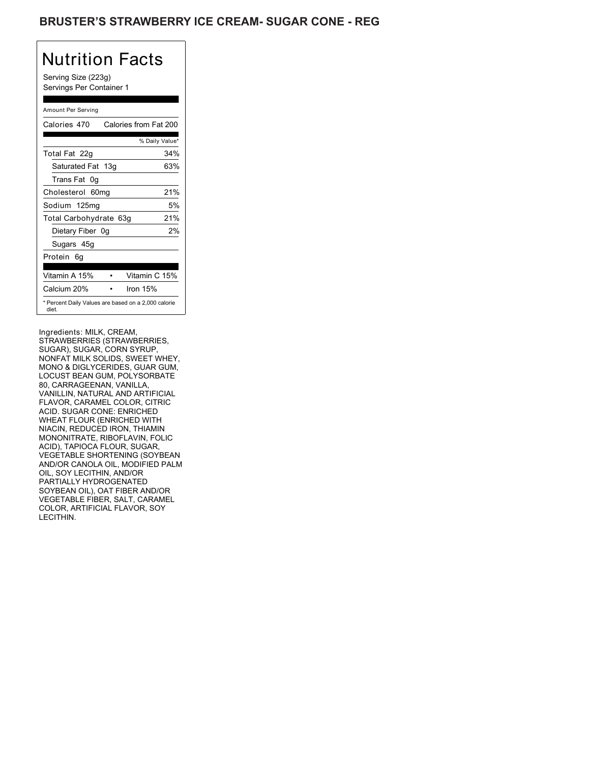## BRUSTER'S STRAWBERRY ICE CREAM- SUGAR CONE - REG

# Nutrition Facts

Serving Size (223g)
Servings Per Container 1

Amount Per Serving

| | |
|---|---|
| Calories 470 | Calories from Fat 200 |
| | % Daily Value* |
| Total Fat 22g | 34% |
| Saturated Fat 13g | 63% |
| Trans Fat 0g | |
| Cholesterol 60mg | 21% |
| Sodium 125mg | 5% |
| Total Carbohydrate 63g | 21% |
| Dietary Fiber 0g | 2% |
| Sugars 45g | |
| Protein 6g | |
| Vitamin A 15% | Vitamin C 15% |
| Calcium 20% | Iron 15% |

* Percent Daily Values are based on a 2,000 calorie diet.

Ingredients: MILK, CREAM, STRAWBERRIES (STRAWBERRIES, SUGAR), SUGAR, CORN SYRUP, NONFAT MILK SOLIDS, SWEET WHEY, MONO & DIGLYCERIDES, GUAR GUM, LOCUST BEAN GUM, POLYSORBATE 80, CARRAGEENAN, VANILLA, VANILLIN, NATURAL AND ARTIFICIAL FLAVOR, CARAMEL COLOR, CITRIC ACID. SUGAR CONE: ENRICHED WHEAT FLOUR (ENRICHED WITH NIACIN, REDUCED IRON, THIAMIN MONONITRATE, RIBOFLAVIN, FOLIC ACID), TAPIOCA FLOUR, SUGAR, VEGETABLE SHORTENING (SOYBEAN AND/OR CANOLA OIL, MODIFIED PALM OIL, SOY LECITHIN, AND/OR PARTIALLY HYDROGENATED SOYBEAN OIL), OAT FIBER AND/OR VEGETABLE FIBER, SALT, CARAMEL COLOR, ARTIFICIAL FLAVOR, SOY LECITHIN.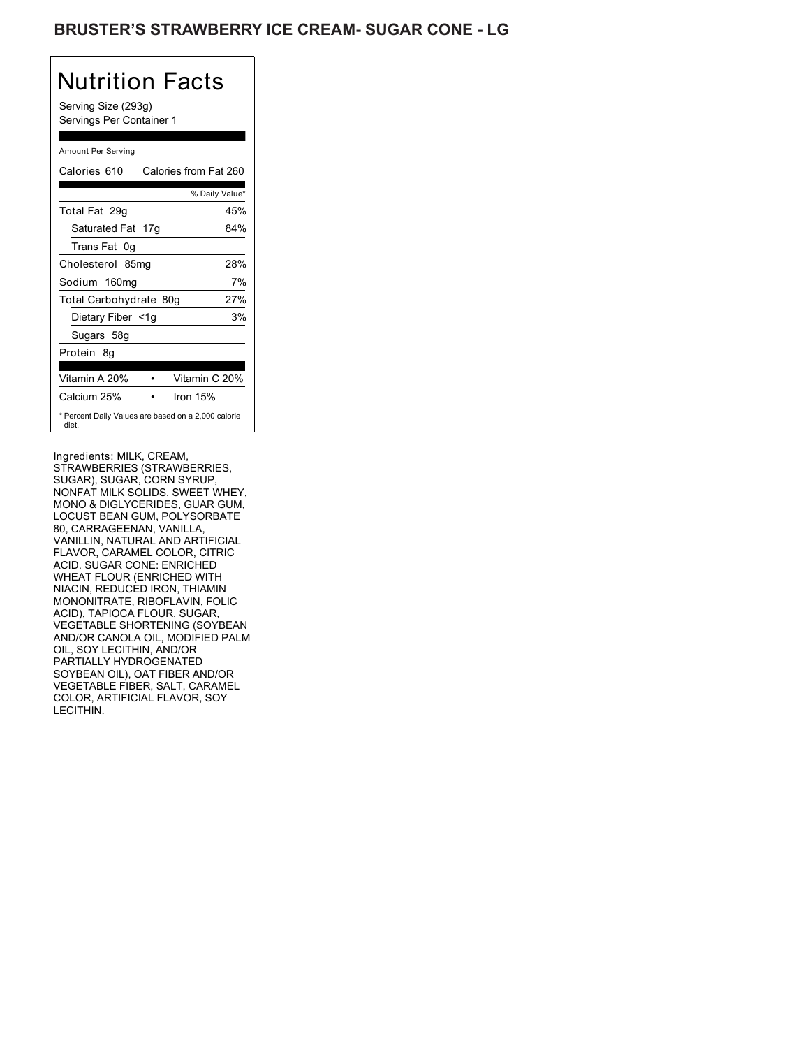## BRUSTER'S STRAWBERRY ICE CREAM- SUGAR CONE - LG

# Nutrition Facts

Serving Size (293g)
Servings Per Container 1

Amount Per Serving

| Calories 610 | Calories from Fat 260 |
| --- | --- |
| | % Daily Value* |
| Total Fat 29g | 45% |
| Saturated Fat 17g | 84% |
| Trans Fat 0g | |
| Cholesterol 85mg | 28% |
| Sodium 160mg | 7% |
| Total Carbohydrate 80g | 27% |
| Dietary Fiber <1g | 3% |
| Sugars 58g | |
| Protein 8g | |

| Vitamin A 20% | • | Vitamin C 20% |
| --- | --- | --- |
| Calcium 25% | • | Iron 15% |

* Percent Daily Values are based on a 2,000 calorie diet.

Ingredients: MILK, CREAM, STRAWBERRIES (STRAWBERRIES, SUGAR), SUGAR, CORN SYRUP, NONFAT MILK SOLIDS, SWEET WHEY, MONO & DIGLYCERIDES, GUAR GUM, LOCUST BEAN GUM, POLYSORBATE 80, CARRAGEENAN, VANILLA, VANILLIN, NATURAL AND ARTIFICIAL FLAVOR, CARAMEL COLOR, CITRIC ACID. SUGAR CONE: ENRICHED WHEAT FLOUR (ENRICHED WITH NIACIN, REDUCED IRON, THIAMIN MONONITRATE, RIBOFLAVIN, FOLIC ACID), TAPIOCA FLOUR, SUGAR, VEGETABLE SHORTENING (SOYBEAN AND/OR CANOLA OIL, MODIFIED PALM OIL, SOY LECITHIN, AND/OR PARTIALLY HYDROGENATED SOYBEAN OIL), OAT FIBER AND/OR VEGETABLE FIBER, SALT, CARAMEL COLOR, ARTIFICIAL FLAVOR, SOY LECITHIN.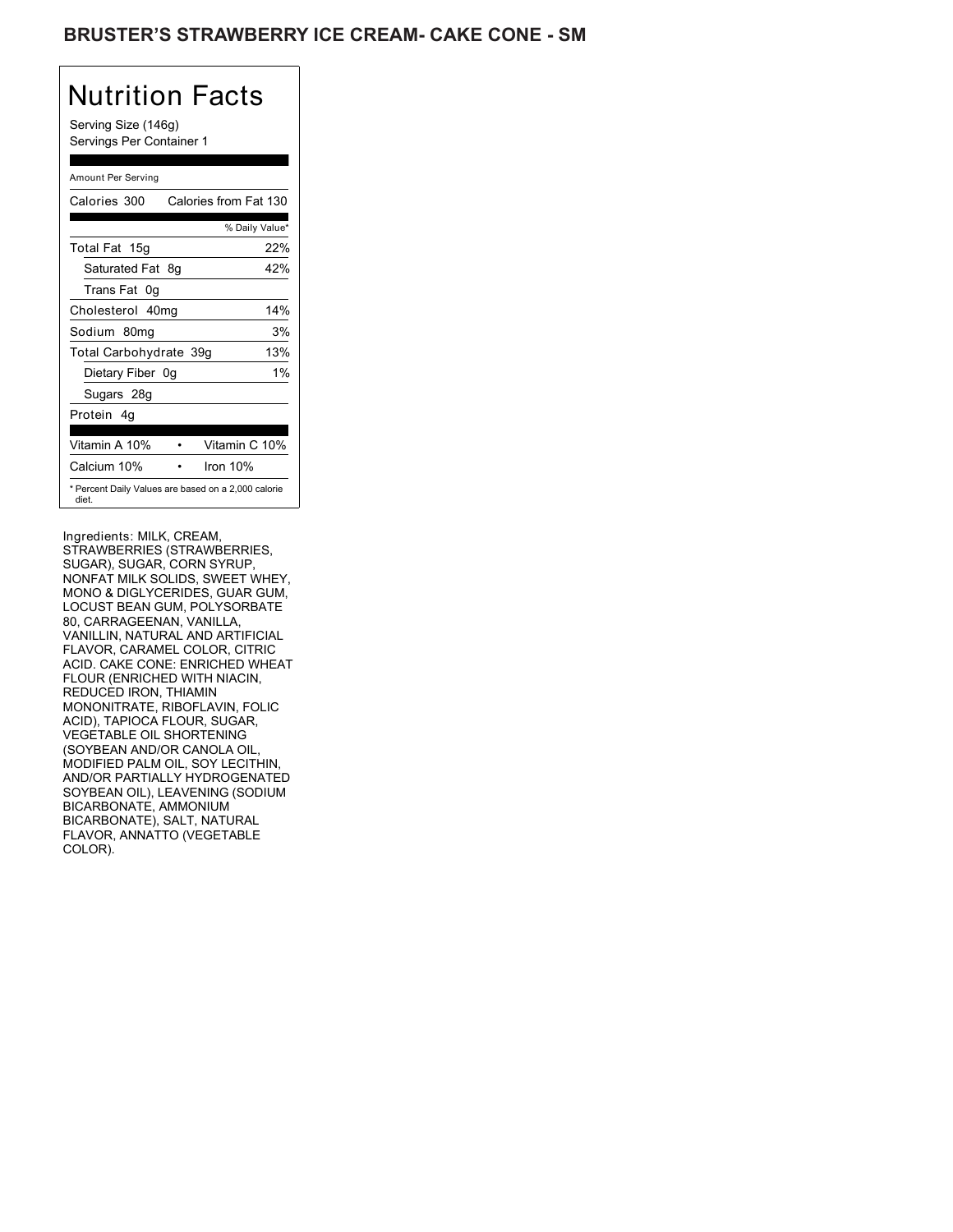## BRUSTER'S STRAWBERRY ICE CREAM- CAKE CONE - SM

# Nutrition Facts

Serving Size (146g)
Servings Per Container 1

Amount Per Serving

| Calories 300 | Calories from Fat 130 |
|---|---|
| | % Daily Value* |
| Total Fat 15g | 22% |
| Saturated Fat 8g | 42% |
| Trans Fat 0g | |
| Cholesterol 40mg | 14% |
| Sodium 80mg | 3% |
| Total Carbohydrate 39g | 13% |
| Dietary Fiber 0g | 1% |
| Sugars 28g | |
| Protein 4g | |

| Vitamin A 10% | • | Vitamin C 10% |
|---|---|---|
| Calcium 10% | • | Iron 10% |

* Percent Daily Values are based on a 2,000 calorie diet.

Ingredients: MILK, CREAM, STRAWBERRIES (STRAWBERRIES, SUGAR), SUGAR, CORN SYRUP, NONFAT MILK SOLIDS, SWEET WHEY, MONO & DIGLYCERIDES, GUAR GUM, LOCUST BEAN GUM, POLYSORBATE 80, CARRAGEENAN, VANILLA, VANILLIN, NATURAL AND ARTIFICIAL FLAVOR, CARAMEL COLOR, CITRIC ACID. CAKE CONE: ENRICHED WHEAT FLOUR (ENRICHED WITH NIACIN, REDUCED IRON, THIAMIN MONONITRATE, RIBOFLAVIN, FOLIC ACID), TAPIOCA FLOUR, SUGAR, VEGETABLE OIL SHORTENING (SOYBEAN AND/OR CANOLA OIL, MODIFIED PALM OIL, SOY LECITHIN, AND/OR PARTIALLY HYDROGENATED SOYBEAN OIL), LEAVENING (SODIUM BICARBONATE, AMMONIUM BICARBONATE), SALT, NATURAL FLAVOR, ANNATTO (VEGETABLE COLOR).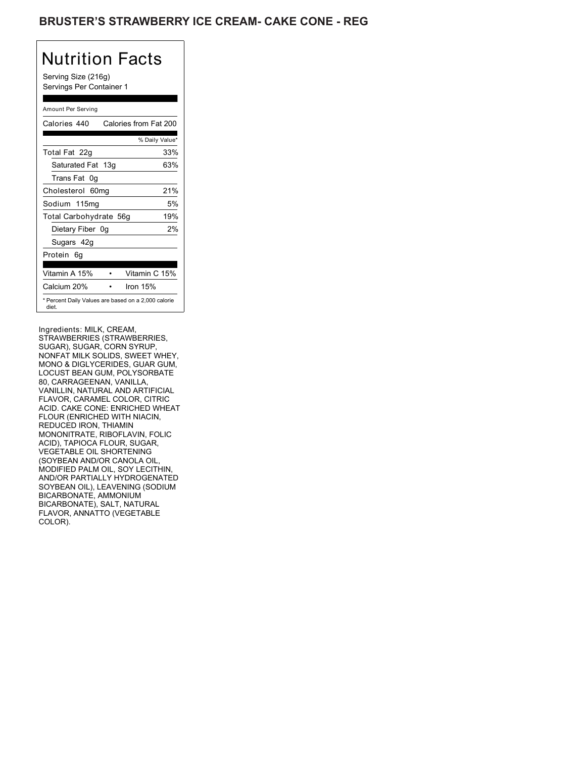# BRUSTER'S STRAWBERRY ICE CREAM- CAKE CONE - REG

## Nutrition Facts

Serving Size (216g)
Servings Per Container 1

Amount Per Serving

| Calories 440 | Calories from Fat 200 |
|---|---|
| | % Daily Value* |
| Total Fat 22g | 33% |
| Saturated Fat 13g | 63% |
| Trans Fat 0g | |
| Cholesterol 60mg | 21% |
| Sodium 115mg | 5% |
| Total Carbohydrate 56g | 19% |
| Dietary Fiber 0g | 2% |
| Sugars 42g | |
| Protein 6g | |

| Vitamin A 15% | • | Vitamin C 15% |
|---|---|---|
| Calcium 20% | • | Iron 15% |

* Percent Daily Values are based on a 2,000 calorie diet.

Ingredients: MILK, CREAM, STRAWBERRIES (STRAWBERRIES, SUGAR), SUGAR, CORN SYRUP, NONFAT MILK SOLIDS, SWEET WHEY, MONO & DIGLYCERIDES, GUAR GUM, LOCUST BEAN GUM, POLYSORBATE 80, CARRAGEENAN, VANILLA, VANILLIN, NATURAL AND ARTIFICIAL FLAVOR, CARAMEL COLOR, CITRIC ACID. CAKE CONE: ENRICHED WHEAT FLOUR (ENRICHED WITH NIACIN, REDUCED IRON, THIAMIN MONONITRATE, RIBOFLAVIN, FOLIC ACID), TAPIOCA FLOUR, SUGAR, VEGETABLE OIL SHORTENING (SOYBEAN AND/OR CANOLA OIL, MODIFIED PALM OIL, SOY LECITHIN, AND/OR PARTIALLY HYDROGENATED SOYBEAN OIL), LEAVENING (SODIUM BICARBONATE, AMMONIUM BICARBONATE), SALT, NATURAL FLAVOR, ANNATTO (VEGETABLE COLOR).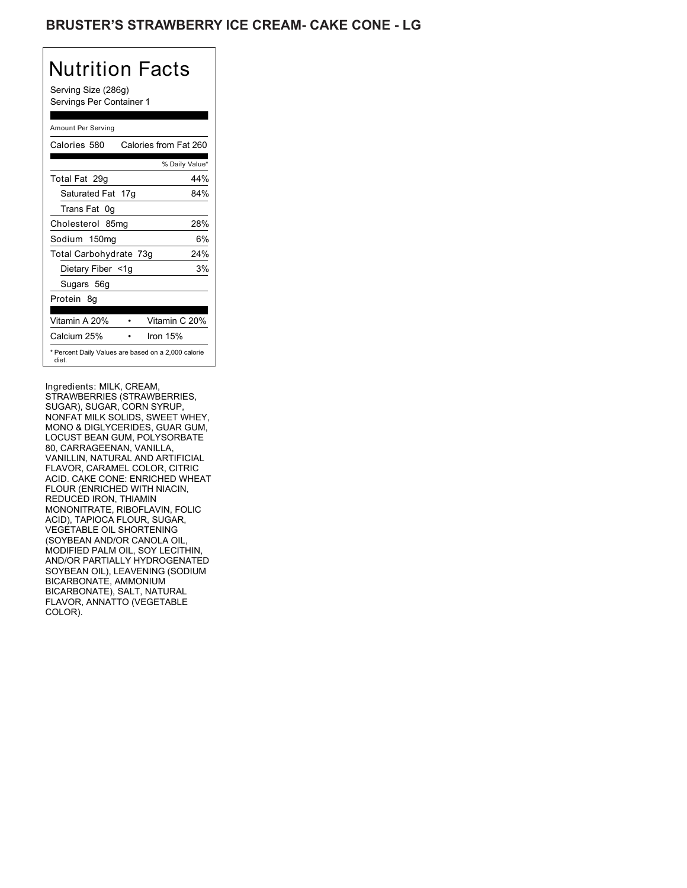# BRUSTER'S STRAWBERRY ICE CREAM- CAKE CONE - LG

## Nutrition Facts

Serving Size (286g)
Servings Per Container 1

| Amount Per Serving | |
|---|---|
| Calories 580 | Calories from Fat 260 |
| | % Daily Value* |
| Total Fat 29g | 44% |
| Saturated Fat 17g | 84% |
| Trans Fat 0g | |
| Cholesterol 85mg | 28% |
| Sodium 150mg | 6% |
| Total Carbohydrate 73g | 24% |
| Dietary Fiber <1g | 3% |
| Sugars 56g | |
| Protein 8g | |
| Vitamin A 20% | Vitamin C 20% |
| Calcium 25% | Iron 15% |

* Percent Daily Values are based on a 2,000 calorie diet.

Ingredients: MILK, CREAM, STRAWBERRIES (STRAWBERRIES, SUGAR), SUGAR, CORN SYRUP, NONFAT MILK SOLIDS, SWEET WHEY, MONO & DIGLYCERIDES, GUAR GUM, LOCUST BEAN GUM, POLYSORBATE 80, CARRAGEENAN, VANILLA, VANILLIN, NATURAL AND ARTIFICIAL FLAVOR, CARAMEL COLOR, CITRIC ACID. CAKE CONE: ENRICHED WHEAT FLOUR (ENRICHED WITH NIACIN, REDUCED IRON, THIAMIN MONONITRATE, RIBOFLAVIN, FOLIC ACID), TAPIOCA FLOUR, SUGAR, VEGETABLE OIL SHORTENING (SOYBEAN AND/OR CANOLA OIL, MODIFIED PALM OIL, SOY LECITHIN, AND/OR PARTIALLY HYDROGENATED SOYBEAN OIL), LEAVENING (SODIUM BICARBONATE, AMMONIUM BICARBONATE), SALT, NATURAL FLAVOR, ANNATTO (VEGETABLE COLOR).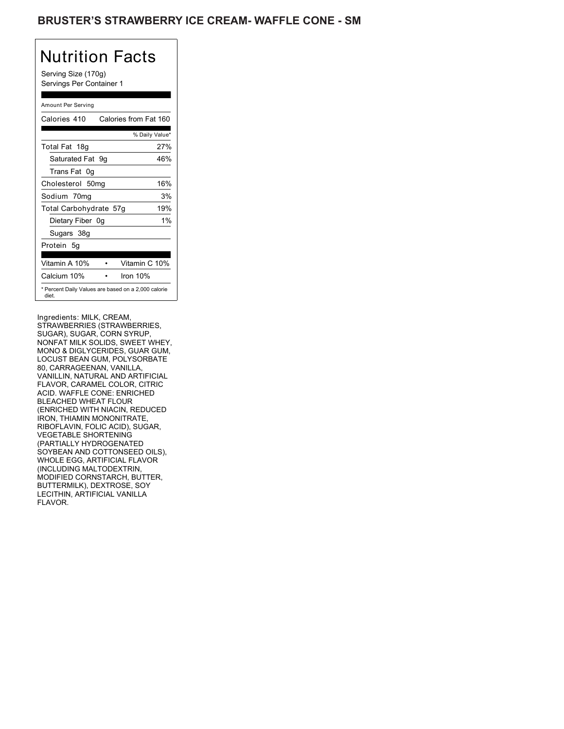## BRUSTER'S STRAWBERRY ICE CREAM- WAFFLE CONE - SM

# Nutrition Facts

Serving Size (170g)
Servings Per Container 1

| Amount Per Serving | |
|---|---|
| Calories 410 | Calories from Fat 160 |
| | % Daily Value* |
| Total Fat 18g | 27% |
| Saturated Fat 9g | 46% |
| Trans Fat 0g | |
| Cholesterol 50mg | 16% |
| Sodium 70mg | 3% |
| Total Carbohydrate 57g | 19% |
| Dietary Fiber 0g | 1% |
| Sugars 38g | |
| Protein 5g | |
| Vitamin A 10% | Vitamin C 10% |
| Calcium 10% | Iron 10% |

* Percent Daily Values are based on a 2,000 calorie diet.

Ingredients: MILK, CREAM, STRAWBERRIES (STRAWBERRIES, SUGAR), SUGAR, CORN SYRUP, NONFAT MILK SOLIDS, SWEET WHEY, MONO & DIGLYCERIDES, GUAR GUM, LOCUST BEAN GUM, POLYSORBATE 80, CARRAGEENAN, VANILLA, VANILLIN, NATURAL AND ARTIFICIAL FLAVOR, CARAMEL COLOR, CITRIC ACID. WAFFLE CONE: ENRICHED BLEACHED WHEAT FLOUR (ENRICHED WITH NIACIN, REDUCED IRON, THIAMIN MONONITRATE, RIBOFLAVIN, FOLIC ACID), SUGAR, VEGETABLE SHORTENING (PARTIALLY HYDROGENATED SOYBEAN AND COTTONSEED OILS), WHOLE EGG, ARTIFICIAL FLAVOR (INCLUDING MALTODEXTRIN, MODIFIED CORNSTARCH, BUTTER, BUTTERMILK), DEXTROSE, SOY LECITHIN, ARTIFICIAL VANILLA FLAVOR.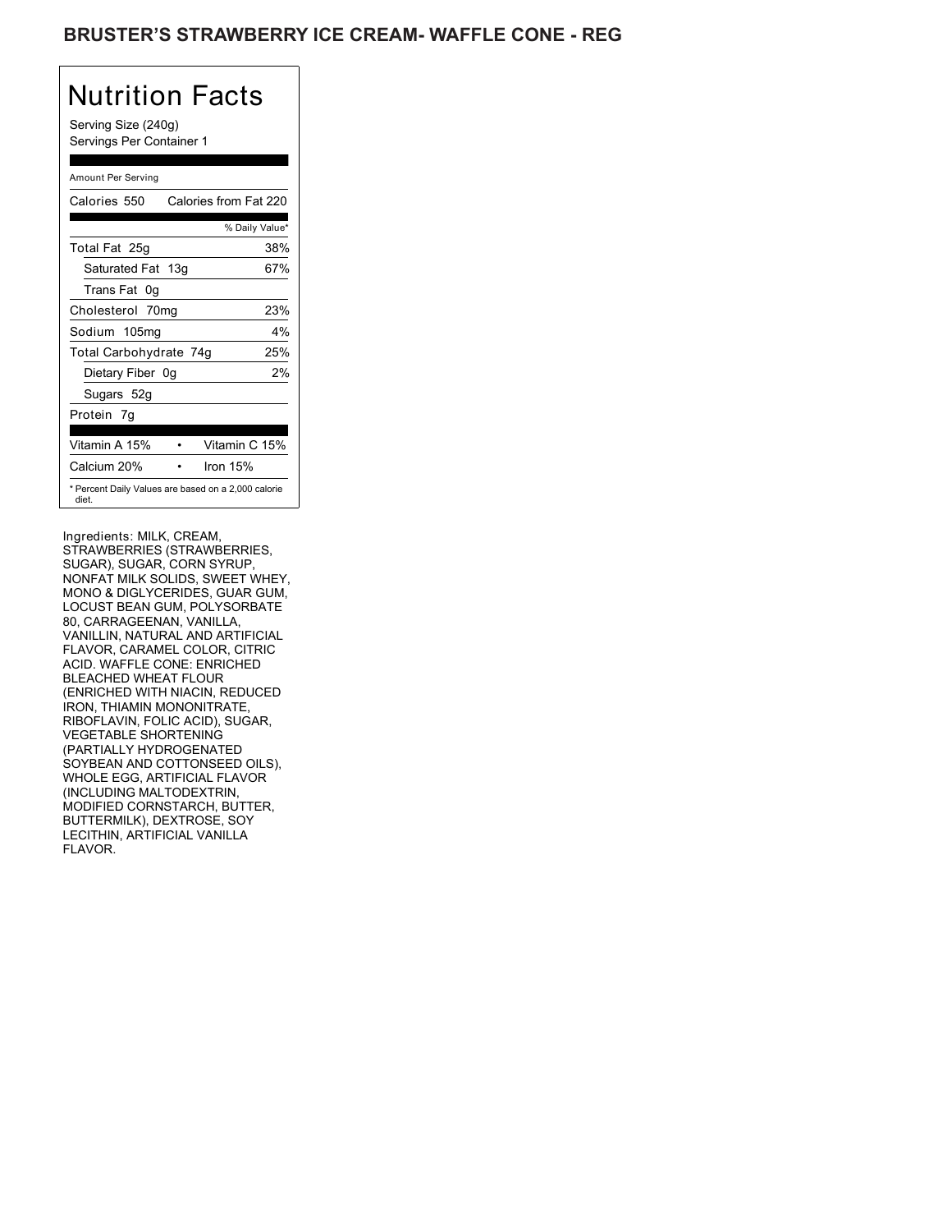## BRUSTER'S STRAWBERRY ICE CREAM- WAFFLE CONE - REG

# Nutrition Facts

Serving Size (240g)
Servings Per Container 1

| Amount Per Serving | |
|---|---|
| Calories 550 | Calories from Fat 220 |
| | % Daily Value* |
| Total Fat 25g | 38% |
| Saturated Fat 13g | 67% |
| Trans Fat 0g | |
| Cholesterol 70mg | 23% |
| Sodium 105mg | 4% |
| Total Carbohydrate 74g | 25% |
| Dietary Fiber 0g | 2% |
| Sugars 52g | |
| Protein 7g | |
| Vitamin A 15% | Vitamin C 15% |
| Calcium 20% | Iron 15% |

\* Percent Daily Values are based on a 2,000 calorie diet.

Ingredients: MILK, CREAM, STRAWBERRIES (STRAWBERRIES, SUGAR), SUGAR, CORN SYRUP, NONFAT MILK SOLIDS, SWEET WHEY, MONO & DIGLYCERIDES, GUAR GUM, LOCUST BEAN GUM, POLYSORBATE 80, CARRAGEENAN, VANILLA, VANILLIN, NATURAL AND ARTIFICIAL FLAVOR, CARAMEL COLOR, CITRIC ACID. WAFFLE CONE: ENRICHED BLEACHED WHEAT FLOUR (ENRICHED WITH NIACIN, REDUCED IRON, THIAMIN MONONITRATE, RIBOFLAVIN, FOLIC ACID), SUGAR, VEGETABLE SHORTENING (PARTIALLY HYDROGENATED SOYBEAN AND COTTONSEED OILS), WHOLE EGG, ARTIFICIAL FLAVOR (INCLUDING MALTODEXTRIN, MODIFIED CORNSTARCH, BUTTER, BUTTERMILK), DEXTROSE, SOY LECITHIN, ARTIFICIAL VANILLA FLAVOR.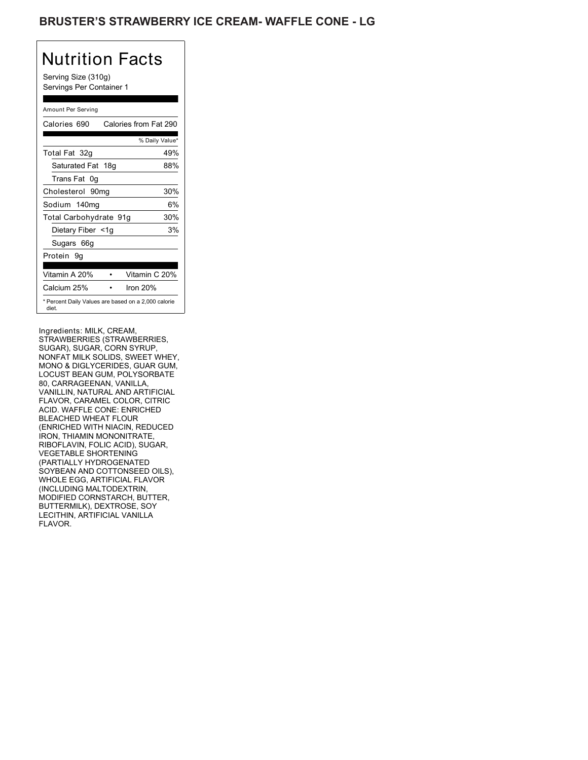# BRUSTER'S STRAWBERRY ICE CREAM- WAFFLE CONE - LG

## Nutrition Facts

Serving Size (310g)
Servings Per Container 1

| | |
|---|---|
| Amount Per Serving | |
| Calories 690 | Calories from Fat 290 |
| | % Daily Value* |
| Total Fat 32g | 49% |
| Saturated Fat 18g | 88% |
| Trans Fat 0g | |
| Cholesterol 90mg | 30% |
| Sodium 140mg | 6% |
| Total Carbohydrate 91g | 30% |
| Dietary Fiber <1g | 3% |
| Sugars 66g | |
| Protein 9g | |
| Vitamin A 20% | Vitamin C 20% |
| Calcium 25% | Iron 20% |

* Percent Daily Values are based on a 2,000 calorie diet.

Ingredients: MILK, CREAM, STRAWBERRIES (STRAWBERRIES, SUGAR), SUGAR, CORN SYRUP, NONFAT MILK SOLIDS, SWEET WHEY, MONO & DIGLYCERIDES, GUAR GUM, LOCUST BEAN GUM, POLYSORBATE 80, CARRAGEENAN, VANILLA, VANILLIN, NATURAL AND ARTIFICIAL FLAVOR, CARAMEL COLOR, CITRIC ACID. WAFFLE CONE: ENRICHED BLEACHED WHEAT FLOUR (ENRICHED WITH NIACIN, REDUCED IRON, THIAMIN MONONITRATE, RIBOFLAVIN, FOLIC ACID), SUGAR, VEGETABLE SHORTENING (PARTIALLY HYDROGENATED SOYBEAN AND COTTONSEED OILS), WHOLE EGG, ARTIFICIAL FLAVOR (INCLUDING MALTODEXTRIN, MODIFIED CORNSTARCH, BUTTER, BUTTERMILK), DEXTROSE, SOY LECITHIN, ARTIFICIAL VANILLA FLAVOR.